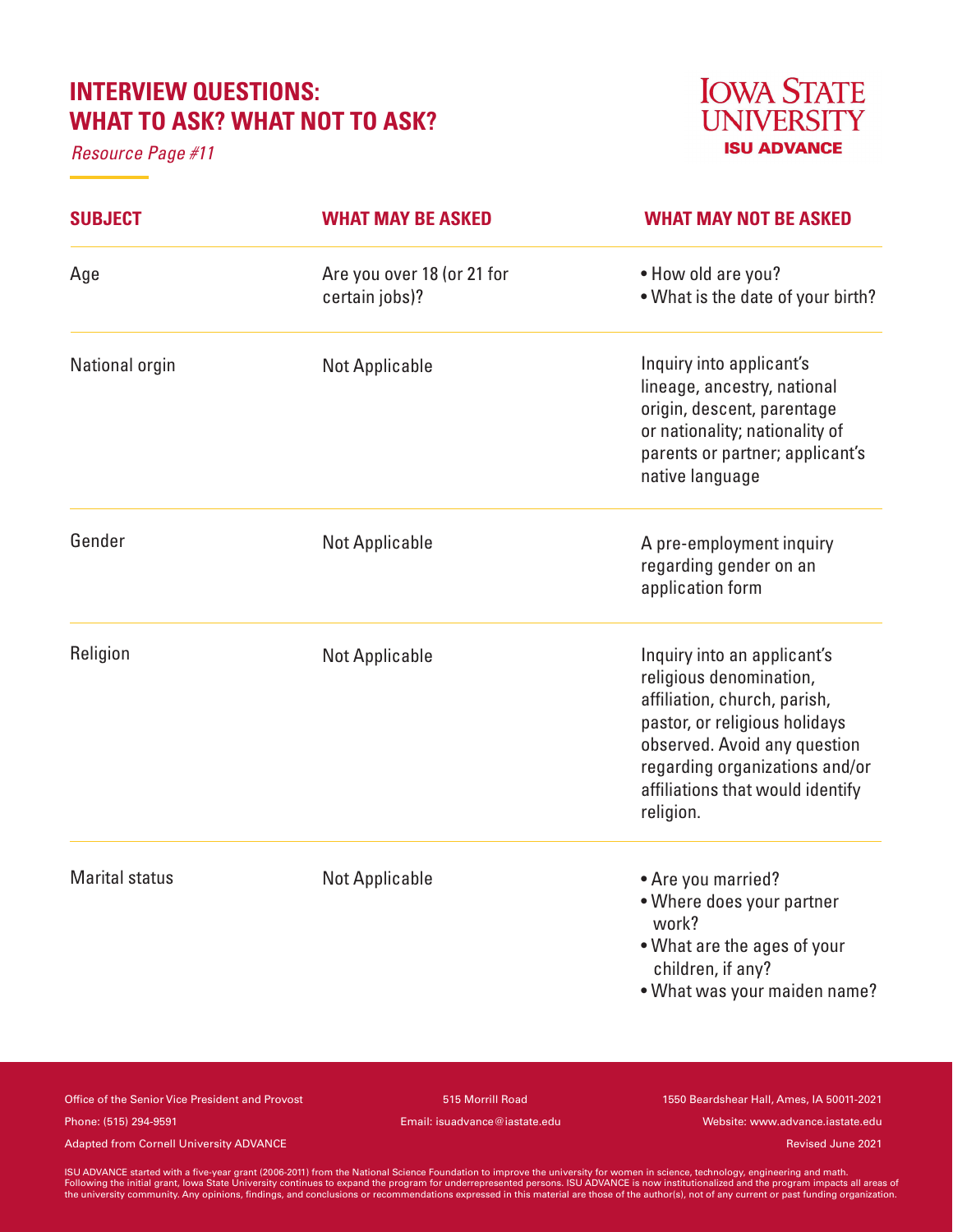# INTERVIEW QUESTIONS: WHAT TO ASK? WHAT NOT TO ASK?

*Resource Page #11*

IOWA STATE UNIVERSITY
ISU ADVANCE

| SUBJECT | WHAT MAY BE ASKED | WHAT MAY NOT BE ASKED |
|---|---|---|
| Age | Are you over 18 (or 21 for certain jobs)? | • How old are you?<br>• What is the date of your birth? |
| National orgin | Not Applicable | Inquiry into applicant's lineage, ancestry, national origin, descent, parentage or nationality; nationality of parents or partner; applicant's native language |
| Gender | Not Applicable | A pre-employment inquiry regarding gender on an application form |
| Religion | Not Applicable | Inquiry into an applicant's religious denomination, affiliation, church, parish, pastor, or religious holidays observed. Avoid any question regarding organizations and/or affiliations that would identify religion. |
| Marital status | Not Applicable | • Are you married?<br>• Where does your partner work?<br>• What are the ages of your children, if any?<br>• What was your maiden name? |

Office of the Senior Vice President and Provost
515 Morrill Road
1550 Beardshear Hall, Ames, IA 50011-2021
Phone: (515) 294-9591
Email: isuadvance@iastate.edu
Website: www.advance.iastate.edu
Adapted from Cornell University ADVANCE
Revised June 2021

ISU ADVANCE started with a five-year grant (2006-2011) from the National Science Foundation to improve the university for women in science, technology, engineering and math. Following the initial grant, Iowa State University continues to expand the program for underrepresented persons. ISU ADVANCE is now institutionalized and the program impacts all areas of the university community. Any opinions, findings, and conclusions or recommendations expressed in this material are those of the author(s), not of any current or past funding organization.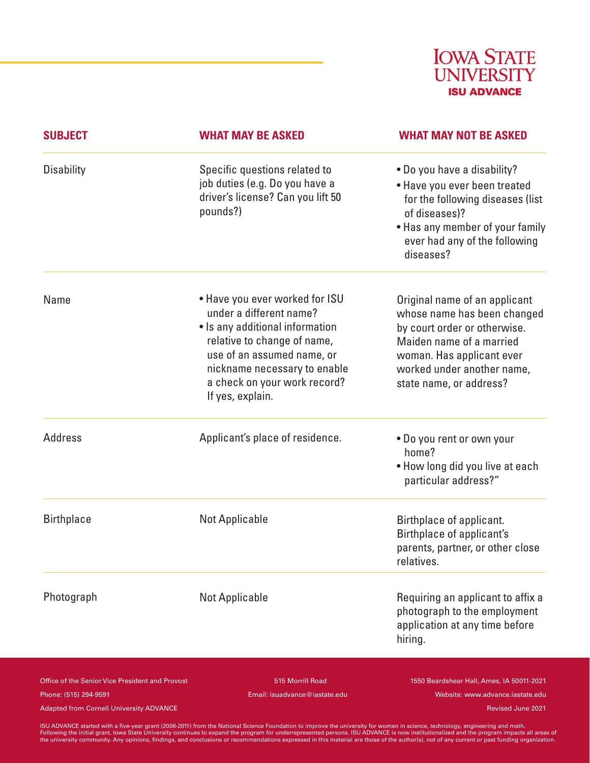| SUBJECT | WHAT MAY BE ASKED | WHAT MAY NOT BE ASKED |
|---|---|---|
| Disability | Specific questions related to job duties (e.g. Do you have a driver's license? Can you lift 50 pounds?) | • Do you have a disability?<br>• Have you ever been treated for the following diseases (list of diseases)?<br>• Has any member of your family ever had any of the following diseases? |
| Name | • Have you ever worked for ISU under a different name?<br>• Is any additional information relative to change of name, use of an assumed name, or nickname necessary to enable a check on your work record? If yes, explain. | Original name of an applicant whose name has been changed by court order or otherwise. Maiden name of a married woman. Has applicant ever worked under another name, state name, or address? |
| Address | Applicant's place of residence. | • Do you rent or own your home?<br>• How long did you live at each particular address?" |
| Birthplace | Not Applicable | Birthplace of applicant. Birthplace of applicant's parents, partner, or other close relatives. |
| Photograph | Not Applicable | Requiring an applicant to affix a photograph to the employment application at any time before hiring. |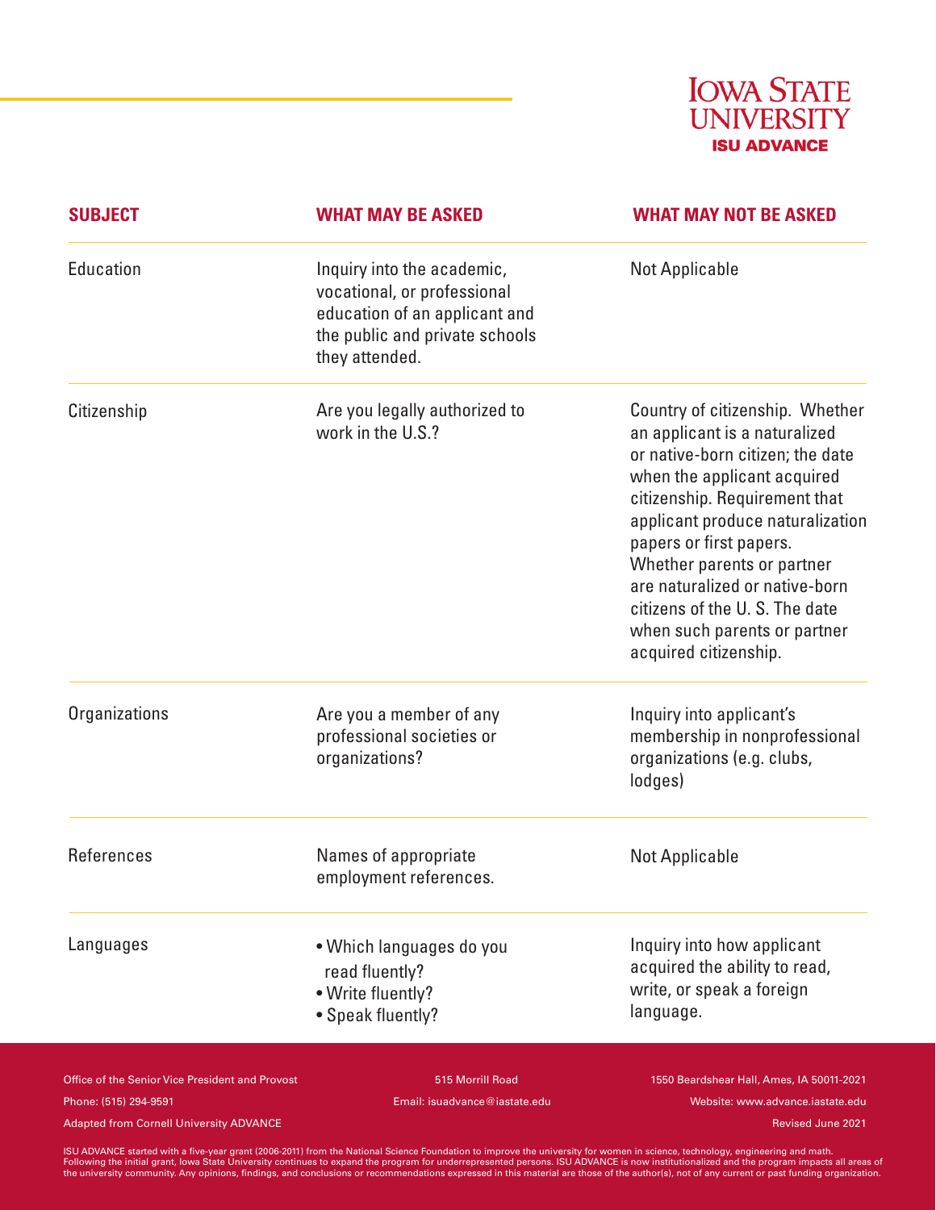| SUBJECT | WHAT MAY BE ASKED | WHAT MAY NOT BE ASKED |
|---|---|---|
| Education | Inquiry into the academic, vocational, or professional education of an applicant and the public and private schools they attended. | Not Applicable |
| Citizenship | Are you legally authorized to work in the U.S.? | Country of citizenship. Whether an applicant is a naturalized or native-born citizen; the date when the applicant acquired citizenship. Requirement that applicant produce naturalization papers or first papers. Whether parents or partner are naturalized or native-born citizens of the U. S. The date when such parents or partner acquired citizenship. |
| Organizations | Are you a member of any professional societies or organizations? | Inquiry into applicant's membership in nonprofessional organizations (e.g. clubs, lodges) |
| References | Names of appropriate employment references. | Not Applicable |
| Languages | • Which languages do you read fluently?<br>• Write fluently?<br>• Speak fluently? | Inquiry into how applicant acquired the ability to read, write, or speak a foreign language. |

Office of the Senior Vice President and Provost | 515 Morrill Road | 1550 Beardshear Hall, Ames, IA 50011-2021

Phone: (515) 294-9591 | Email: isuadvance@iastate.edu | Website: www.advance.iastate.edu

Adapted from Cornell University ADVANCE | Revised June 2021

ISU ADVANCE started with a five-year grant (2006-2011) from the National Science Foundation to improve the university for women in science, technology, engineering and math. Following the initial grant, Iowa State University continues to expand the program for underrepresented persons. ISU ADVANCE is now institutionalized and the program impacts all areas of the university community. Any opinions, findings, and conclusions or recommendations expressed in this material are those of the author(s), not of any current or past funding organization.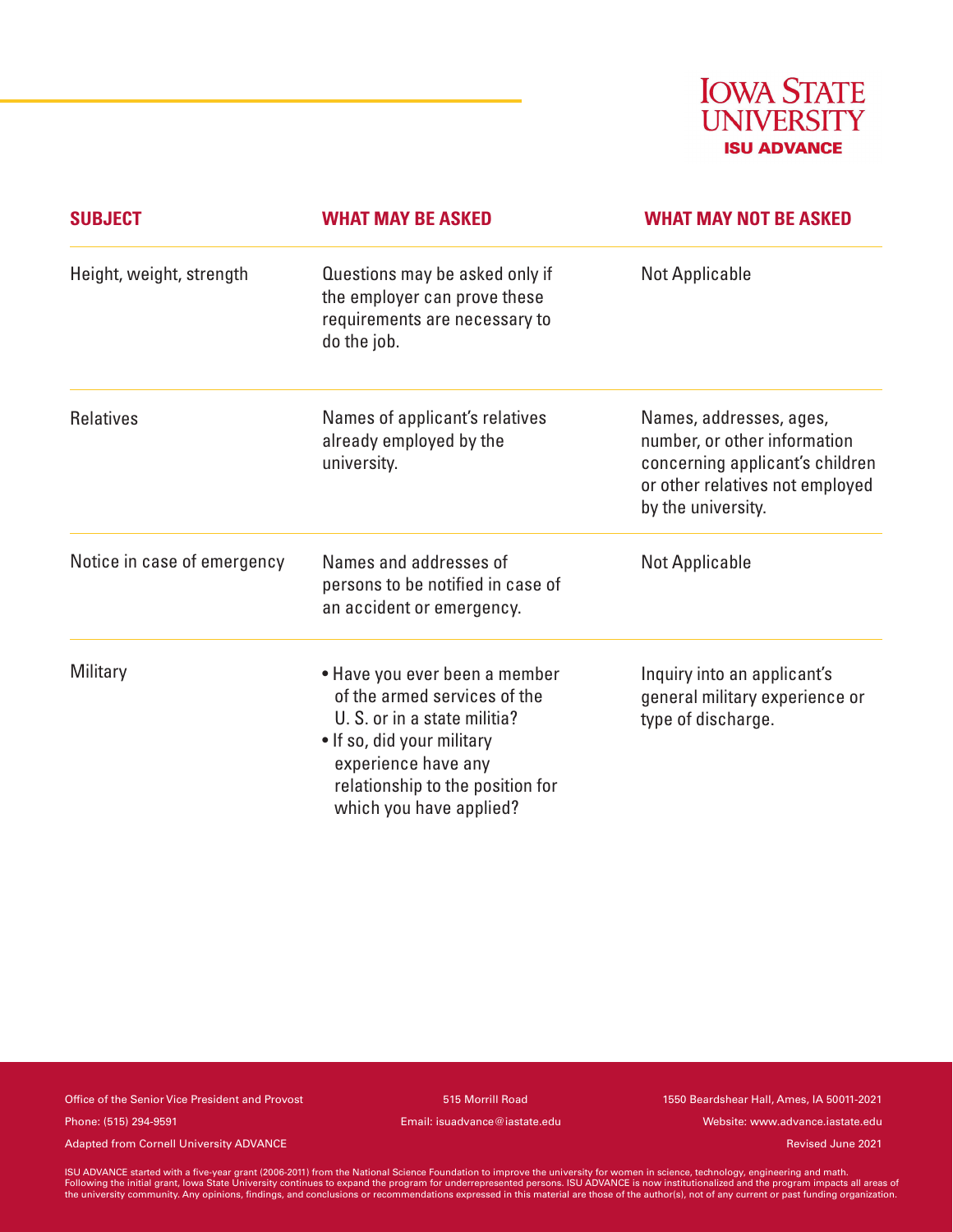| SUBJECT | WHAT MAY BE ASKED | WHAT MAY NOT BE ASKED |
| --- | --- | --- |
| Height, weight, strength | Questions may be asked only if the employer can prove these requirements are necessary to do the job. | Not Applicable |
| Relatives | Names of applicant's relatives already employed by the university. | Names, addresses, ages, number, or other information concerning applicant's children or other relatives not employed by the university. |
| Notice in case of emergency | Names and addresses of persons to be notified in case of an accident or emergency. | Not Applicable |
| Military | • Have you ever been a member of the armed services of the U. S. or in a state militia? • If so, did your military experience have any relationship to the position for which you have applied? | Inquiry into an applicant's general military experience or type of discharge. |

Office of the Senior Vice President and Provost
515 Morrill Road
1550 Beardshear Hall, Ames, IA 50011-2021
Phone: (515) 294-9591
Email: isuadvance@iastate.edu
Website: www.advance.iastate.edu
Adapted from Cornell University ADVANCE
Revised June 2021

ISU ADVANCE started with a five-year grant (2006-2011) from the National Science Foundation to improve the university for women in science, technology, engineering and math. Following the initial grant, Iowa State University continues to expand the program for underrepresented persons. ISU ADVANCE is now institutionalized and the program impacts all areas of the university community. Any opinions, findings, and conclusions or recommendations expressed in this material are those of the author(s), not of any current or past funding organization.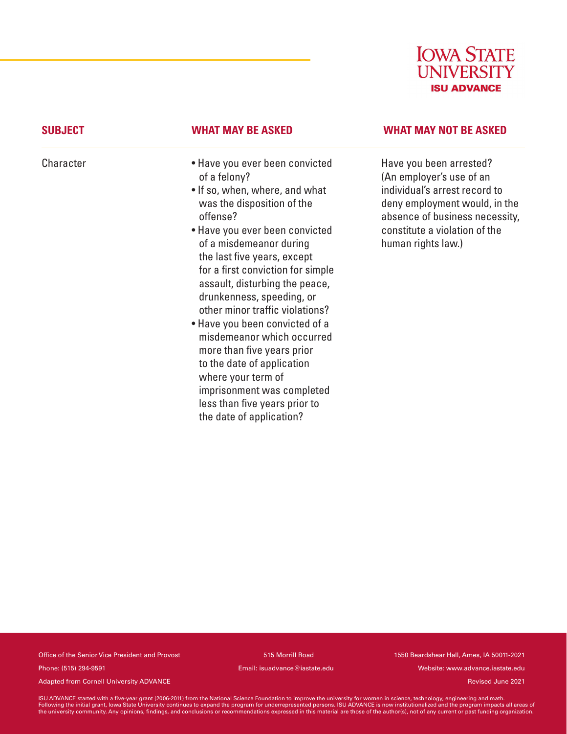| SUBJECT | WHAT MAY BE ASKED | WHAT MAY NOT BE ASKED |
|---|---|---|
| Character | • Have you ever been convicted of a felony?<br>• If so, when, where, and what was the disposition of the offense?<br>• Have you ever been convicted of a misdemeanor during the last five years, except for a first conviction for simple assault, disturbing the peace, drunkenness, speeding, or other minor traffic violations?<br>• Have you been convicted of a misdemeanor which occurred more than five years prior to the date of application where your term of imprisonment was completed less than five years prior to the date of application? | Have you been arrested? (An employer's use of an individual's arrest record to deny employment would, in the absence of business necessity, constitute a violation of the human rights law.) |

Office of the Senior Vice President and Provost
515 Morrill Road
1550 Beardshear Hall, Ames, IA 50011-2021
Phone: (515) 294-9591
Email: isuadvance@iastate.edu
Website: www.advance.iastate.edu
Adapted from Cornell University ADVANCE
Revised June 2021

ISU ADVANCE started with a five-year grant (2006-2011) from the National Science Foundation to improve the university for women in science, technology, engineering and math. Following the initial grant, Iowa State University continues to expand the program for underrepresented persons. ISU ADVANCE is now institutionalized and the program impacts all areas of the university community. Any opinions, findings, and conclusions or recommendations expressed in this material are those of the author(s), not of any current or past funding organization.